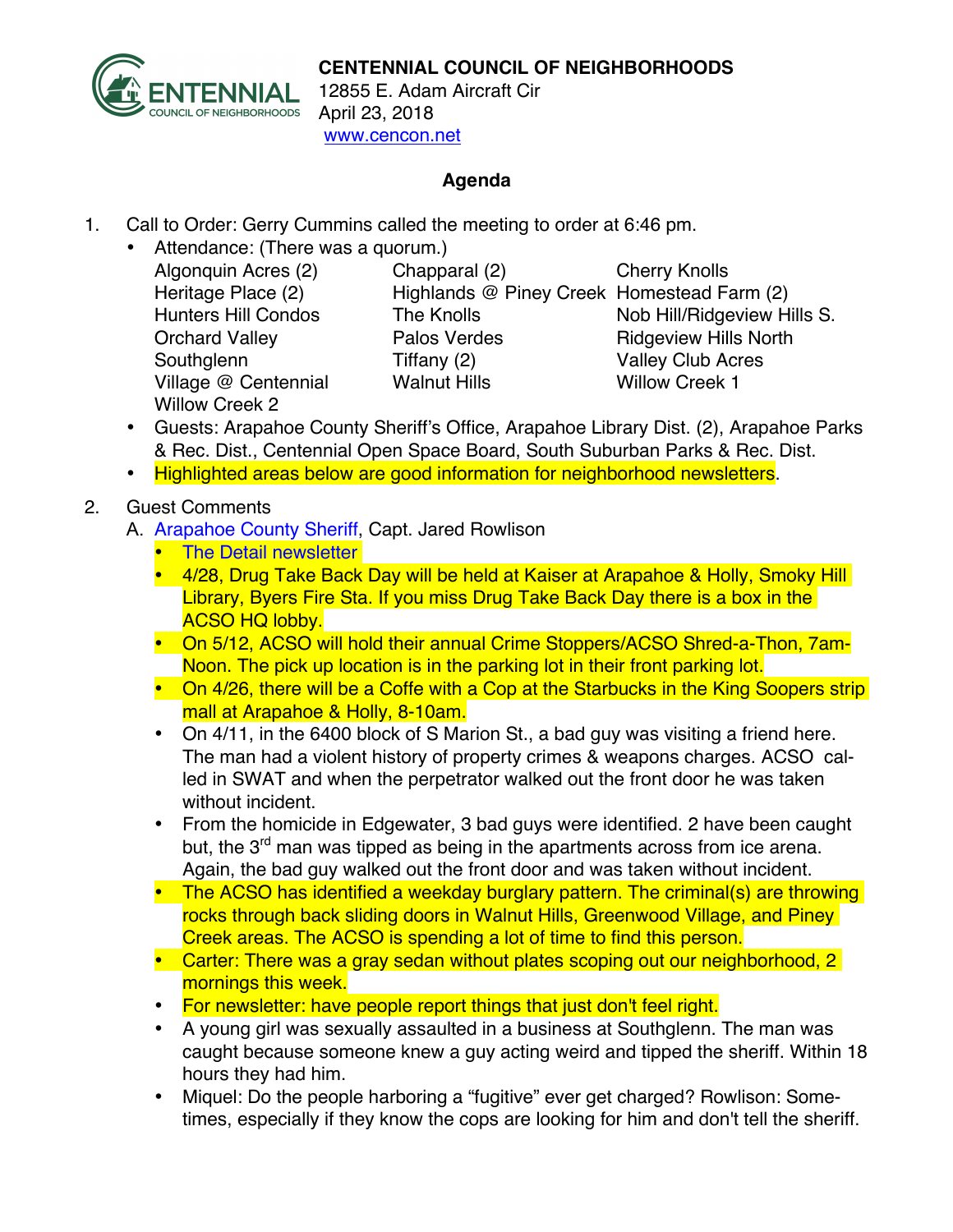**CENTENNIAL COUNCIL OF NEIGHBORHOODS**
12855 E. Adam Aircraft Cir
April 23, 2018
www.cencon.net

## Agenda

1. Call to Order: Gerry Cummins called the meeting to order at 6:46 pm.
   - Attendance: (There was a quorum.)

     | | | |
     |---|---|---|
     | Algonquin Acres (2) | Chapparal (2) | Cherry Knolls |
     | Heritage Place (2) | Highlands @ Piney Creek | Homestead Farm (2) |
     | Hunters Hill Condos | The Knolls | Nob Hill/Ridgeview Hills S. |
     | Orchard Valley | Palos Verdes | Ridgeview Hills North |
     | Southglenn | Tiffany (2) | Valley Club Acres |
     | Village @ Centennial | Walnut Hills | Willow Creek 1 |
     | Willow Creek 2 | | |

   - Guests: Arapahoe County Sheriff's Office, Arapahoe Library Dist. (2), Arapahoe Parks & Rec. Dist., Centennial Open Space Board, South Suburban Parks & Rec. Dist.
   - Highlighted areas below are good information for neighborhood newsletters.

2. Guest Comments

   A. Arapahoe County Sheriff, Capt. Jared Rowlison
   - The Detail newsletter
   - 4/28, Drug Take Back Day will be held at Kaiser at Arapahoe & Holly, Smoky Hill Library, Byers Fire Sta. If you miss Drug Take Back Day there is a box in the ACSO HQ lobby.
   - On 5/12, ACSO will hold their annual Crime Stoppers/ACSO Shred-a-Thon, 7am-Noon. The pick up location is in the parking lot in their front parking lot.
   - On 4/26, there will be a Coffe with a Cop at the Starbucks in the King Soopers strip mall at Arapahoe & Holly, 8-10am.
   - On 4/11, in the 6400 block of S Marion St., a bad guy was visiting a friend here. The man had a violent history of property crimes & weapons charges. ACSO called in SWAT and when the perpetrator walked out the front door he was taken without incident.
   - From the homicide in Edgewater, 3 bad guys were identified. 2 have been caught but, the 3rd man was tipped as being in the apartments across from ice arena. Again, the bad guy walked out the front door and was taken without incident.
   - The ACSO has identified a weekday burglary pattern. The criminal(s) are throwing rocks through back sliding doors in Walnut Hills, Greenwood Village, and Piney Creek areas. The ACSO is spending a lot of time to find this person.
   - Carter: There was a gray sedan without plates scoping out our neighborhood, 2 mornings this week.
   - For newsletter: have people report things that just don't feel right.
   - A young girl was sexually assaulted in a business at Southglenn. The man was caught because someone knew a guy acting weird and tipped the sheriff. Within 18 hours they had him.
   - Miquel: Do the people harboring a "fugitive" ever get charged? Rowlison: Sometimes, especially if they know the cops are looking for him and don't tell the sheriff.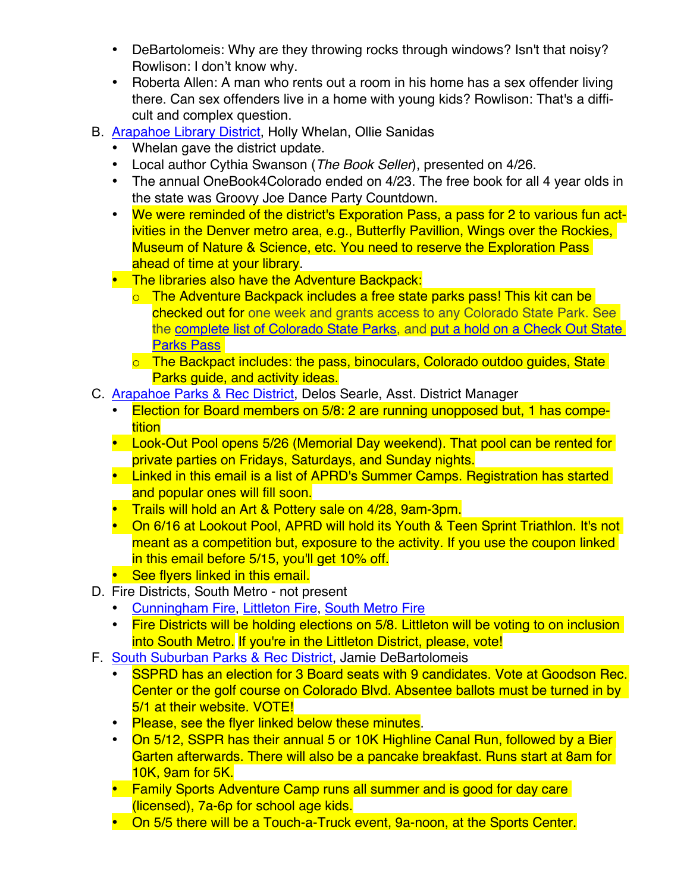- DeBartolomeis: Why are they throwing rocks through windows? Isn't that noisy? Rowlison: I don't know why.
- Roberta Allen: A man who rents out a room in his home has a sex offender living there. Can sex offenders live in a home with young kids? Rowlison: That's a difficult and complex question.

B. Arapahoe Library District, Holly Whelan, Ollie Sanidas
- Whelan gave the district update.
- Local author Cythia Swanson (*The Book Seller*), presented on 4/26.
- The annual OneBook4Colorado ended on 4/23. The free book for all 4 year olds in the state was Groovy Joe Dance Party Countdown.
- We were reminded of the district's Exporation Pass, a pass for 2 to various fun activities in the Denver metro area, e.g., Butterfly Pavillion, Wings over the Rockies, Museum of Nature & Science, etc. You need to reserve the Exploration Pass ahead of time at your library.
- The libraries also have the Adventure Backpack:
  - The Adventure Backpack includes a free state parks pass! This kit can be checked out for one week and grants access to any Colorado State Park. See the complete list of Colorado State Parks, and put a hold on a Check Out State Parks Pass
  - The Backpact includes: the pass, binoculars, Colorado outdoo guides, State Parks guide, and activity ideas.

C. Arapahoe Parks & Rec District, Delos Searle, Asst. District Manager
- Election for Board members on 5/8: 2 are running unopposed but, 1 has competition
- Look-Out Pool opens 5/26 (Memorial Day weekend). That pool can be rented for private parties on Fridays, Saturdays, and Sunday nights.
- Linked in this email is a list of APRD's Summer Camps. Registration has started and popular ones will fill soon.
- Trails will hold an Art & Pottery sale on 4/28, 9am-3pm.
- On 6/16 at Lookout Pool, APRD will hold its Youth & Teen Sprint Triathlon. It's not meant as a competition but, exposure to the activity. If you use the coupon linked in this email before 5/15, you'll get 10% off.
- See flyers linked in this email.

D. Fire Districts, South Metro - not present
- Cunningham Fire, Littleton Fire, South Metro Fire
- Fire Districts will be holding elections on 5/8. Littleton will be voting to on inclusion into South Metro. If you're in the Littleton District, please, vote!

F. South Suburban Parks & Rec District, Jamie DeBartolomeis
- SSPRD has an election for 3 Board seats with 9 candidates. Vote at Goodson Rec. Center or the golf course on Colorado Blvd. Absentee ballots must be turned in by 5/1 at their website. VOTE!
- Please, see the flyer linked below these minutes.
- On 5/12, SSPR has their annual 5 or 10K Highline Canal Run, followed by a Bier Garten afterwards. There will also be a pancake breakfast. Runs start at 8am for 10K, 9am for 5K.
- Family Sports Adventure Camp runs all summer and is good for day care (licensed), 7a-6p for school age kids.
- On 5/5 there will be a Touch-a-Truck event, 9a-noon, at the Sports Center.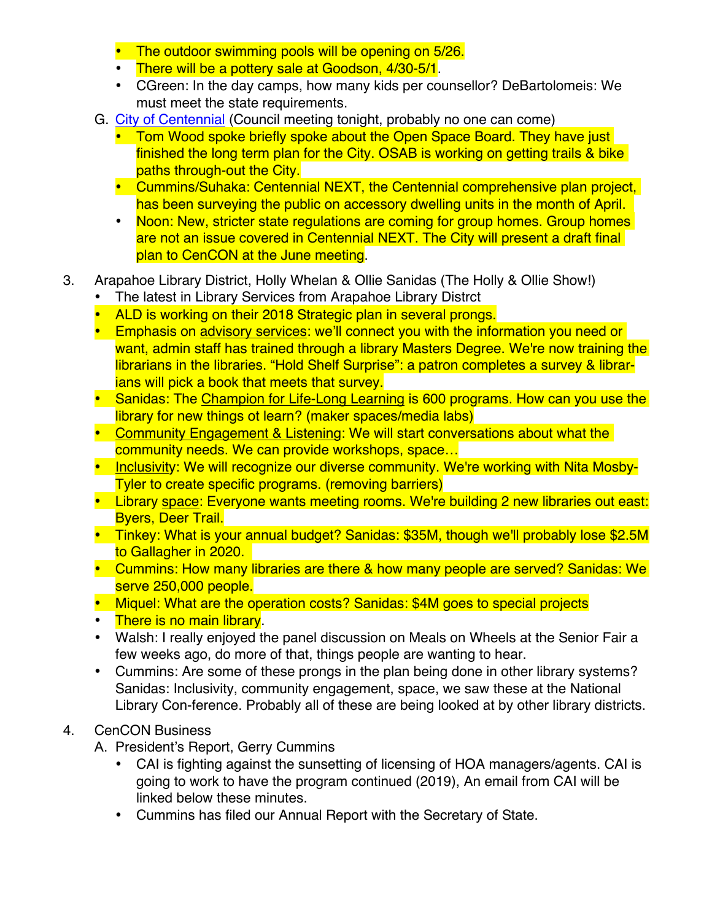- The outdoor swimming pools will be opening on 5/26.
- There will be a pottery sale at Goodson, 4/30-5/1.
- CGreen: In the day camps, how many kids per counsellor? DeBartolomeis: We must meet the state requirements.

G. City of Centennial (Council meeting tonight, probably no one can come)

- Tom Wood spoke briefly spoke about the Open Space Board. They have just finished the long term plan for the City. OSAB is working on getting trails & bike paths through-out the City.
- Cummins/Suhaka: Centennial NEXT, the Centennial comprehensive plan project, has been surveying the public on accessory dwelling units in the month of April.
- Noon: New, stricter state regulations are coming for group homes. Group homes are not an issue covered in Centennial NEXT. The City will present a draft final plan to CenCON at the June meeting.

3. Arapahoe Library District, Holly Whelan & Ollie Sanidas (The Holly & Ollie Show!)
   - The latest in Library Services from Arapahoe Library Distrct
   - ALD is working on their 2018 Strategic plan in several prongs.
   - Emphasis on advisory services: we'll connect you with the information you need or want, admin staff has trained through a library Masters Degree. We're now training the librarians in the libraries. "Hold Shelf Surprise": a patron completes a survey & librar-ians will pick a book that meets that survey.
   - Sanidas: The Champion for Life-Long Learning is 600 programs. How can you use the library for new things ot learn? (maker spaces/media labs)
   - Community Engagement & Listening: We will start conversations about what the community needs. We can provide workshops, space…
   - Inclusivity: We will recognize our diverse community. We're working with Nita Mosby-Tyler to create specific programs. (removing barriers)
   - Library space: Everyone wants meeting rooms. We're building 2 new libraries out east: Byers, Deer Trail.
   - Tinkey: What is your annual budget? Sanidas: $35M, though we'll probably lose $2.5M to Gallagher in 2020.
   - Cummins: How many libraries are there & how many people are served? Sanidas: We serve 250,000 people.
   - Miquel: What are the operation costs? Sanidas: $4M goes to special projects
   - There is no main library.
   - Walsh: I really enjoyed the panel discussion on Meals on Wheels at the Senior Fair a few weeks ago, do more of that, things people are wanting to hear.
   - Cummins: Are some of these prongs in the plan being done in other library systems? Sanidas: Inclusivity, community engagement, space, we saw these at the National Library Con-ference. Probably all of these are being looked at by other library districts.

4. CenCON Business

   A. President's Report, Gerry Cummins

   - CAI is fighting against the sunsetting of licensing of HOA managers/agents. CAI is going to work to have the program continued (2019), An email from CAI will be linked below these minutes.
   - Cummins has filed our Annual Report with the Secretary of State.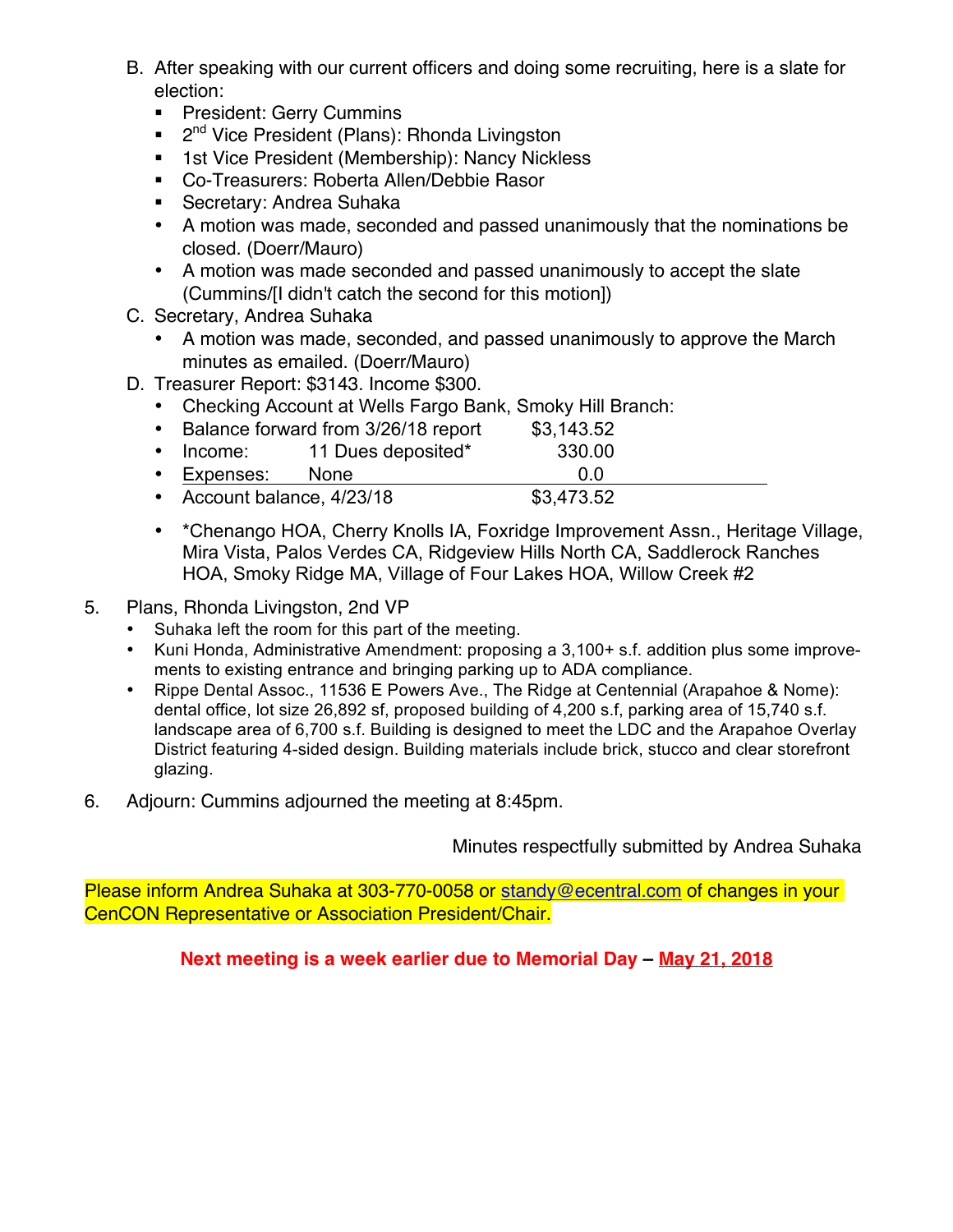B. After speaking with our current officers and doing some recruiting, here is a slate for election:
   - President: Gerry Cummins
   - 2nd Vice President (Plans): Rhonda Livingston
   - 1st Vice President (Membership): Nancy Nickless
   - Co-Treasurers: Roberta Allen/Debbie Rasor
   - Secretary: Andrea Suhaka
   - A motion was made, seconded and passed unanimously that the nominations be closed. (Doerr/Mauro)
   - A motion was made seconded and passed unanimously to accept the slate (Cummins/[I didn't catch the second for this motion])

C. Secretary, Andrea Suhaka
   - A motion was made, seconded, and passed unanimously to approve the March minutes as emailed. (Doerr/Mauro)

D. Treasurer Report: $3143. Income $300.
   - Checking Account at Wells Fargo Bank, Smoky Hill Branch:
   - Balance forward from 3/26/18 report $3,143.52
   - Income: 11 Dues deposited* 330.00
   - Expenses: None 0.0
   - Account balance, 4/23/18 $3,473.52
   - *Chenango HOA, Cherry Knolls IA, Foxridge Improvement Assn., Heritage Village, Mira Vista, Palos Verdes CA, Ridgeview Hills North CA, Saddlerock Ranches HOA, Smoky Ridge MA, Village of Four Lakes HOA, Willow Creek #2

5. Plans, Rhonda Livingston, 2nd VP
   - Suhaka left the room for this part of the meeting.
   - Kuni Honda, Administrative Amendment: proposing a 3,100+ s.f. addition plus some improvements to existing entrance and bringing parking up to ADA compliance.
   - Rippe Dental Assoc., 11536 E Powers Ave., The Ridge at Centennial (Arapahoe & Nome): dental office, lot size 26,892 sf, proposed building of 4,200 s.f, parking area of 15,740 s.f. landscape area of 6,700 s.f. Building is designed to meet the LDC and the Arapahoe Overlay District featuring 4-sided design. Building materials include brick, stucco and clear storefront glazing.

6. Adjourn: Cummins adjourned the meeting at 8:45pm.

Minutes respectfully submitted by Andrea Suhaka

Please inform Andrea Suhaka at 303-770-0058 or standy@ecentral.com of changes in your CenCON Representative or Association President/Chair.

**Next meeting is a week earlier due to Memorial Day – May 21, 2018**